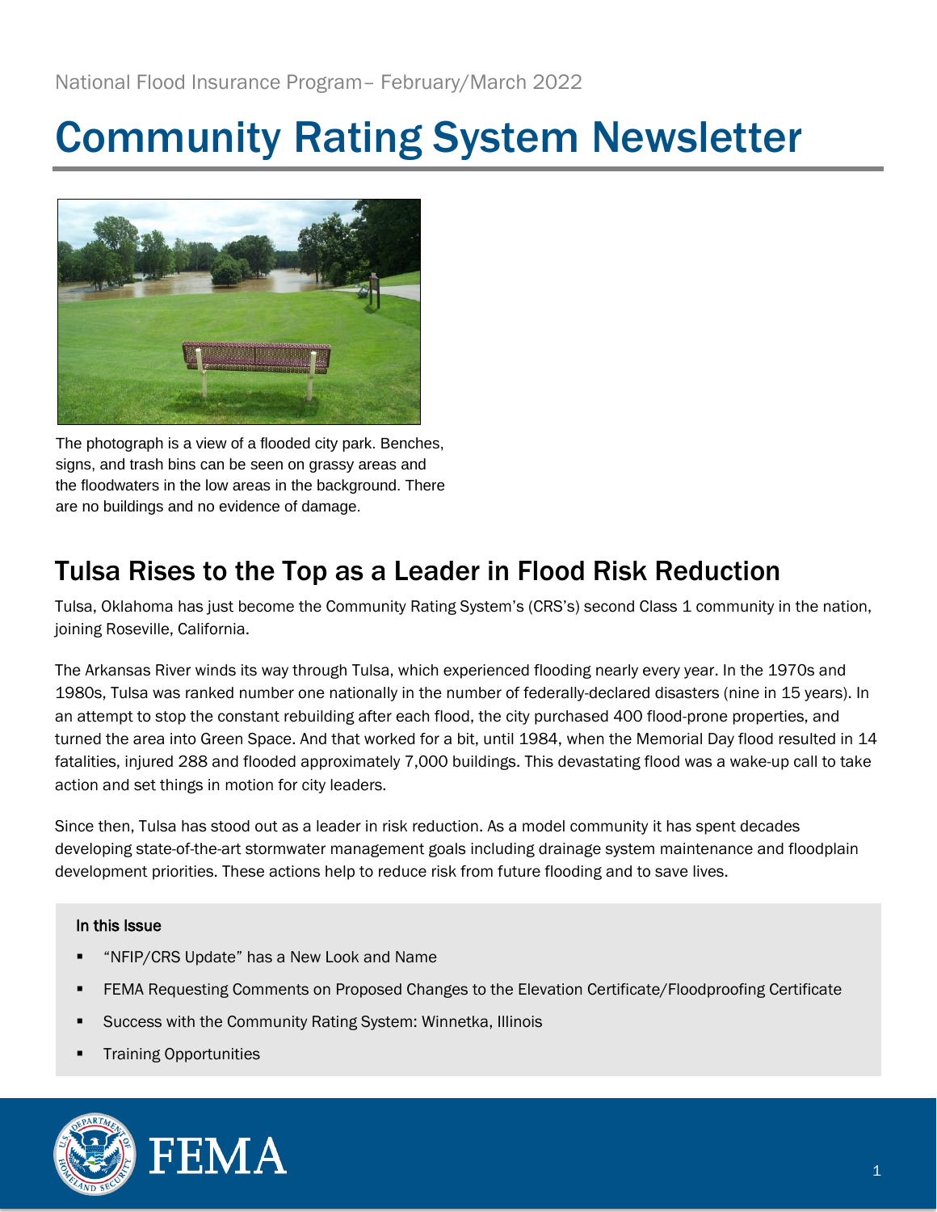National Flood Insurance Program– February/March 2022

# Community Rating System Newsletter

The photograph is a view of a flooded city park. Benches, signs, and trash bins can be seen on grassy areas and the floodwaters in the low areas in the background. There are no buildings and no evidence of damage.

## Tulsa Rises to the Top as a Leader in Flood Risk Reduction

Tulsa, Oklahoma has just become the Community Rating System's (CRS's) second Class 1 community in the nation, joining Roseville, California.

The Arkansas River winds its way through Tulsa, which experienced flooding nearly every year. In the 1970s and 1980s, Tulsa was ranked number one nationally in the number of federally-declared disasters (nine in 15 years). In an attempt to stop the constant rebuilding after each flood, the city purchased 400 flood-prone properties, and turned the area into Green Space. And that worked for a bit, until 1984, when the Memorial Day flood resulted in 14 fatalities, injured 288 and flooded approximately 7,000 buildings. This devastating flood was a wake-up call to take action and set things in motion for city leaders.

Since then, Tulsa has stood out as a leader in risk reduction. As a model community it has spent decades developing state-of-the-art stormwater management goals including drainage system maintenance and floodplain development priorities. These actions help to reduce risk from future flooding and to save lives.

**In this Issue**

- "NFIP/CRS Update" has a New Look and Name
- FEMA Requesting Comments on Proposed Changes to the Elevation Certificate/Floodproofing Certificate
- Success with the Community Rating System: Winnetka, Illinois
- Training Opportunities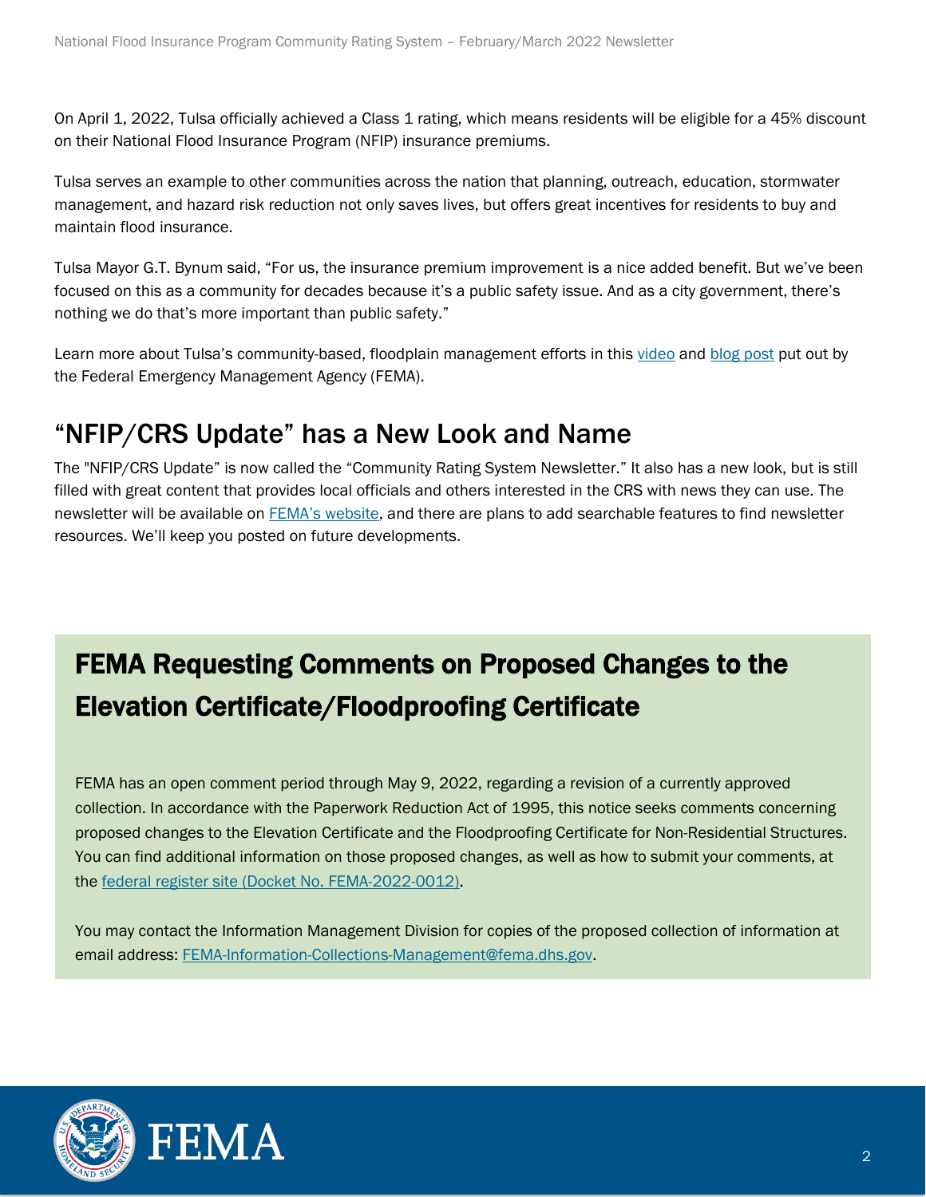On April 1, 2022, Tulsa officially achieved a Class 1 rating, which means residents will be eligible for a 45% discount on their National Flood Insurance Program (NFIP) insurance premiums.

Tulsa serves an example to other communities across the nation that planning, outreach, education, stormwater management, and hazard risk reduction not only saves lives, but offers great incentives for residents to buy and maintain flood insurance.

Tulsa Mayor G.T. Bynum said, "For us, the insurance premium improvement is a nice added benefit. But we've been focused on this as a community for decades because it's a public safety issue. And as a city government, there's nothing we do that's more important than public safety."

Learn more about Tulsa's community-based, floodplain management efforts in this video and blog post put out by the Federal Emergency Management Agency (FEMA).

## "NFIP/CRS Update" has a New Look and Name

The "NFIP/CRS Update" is now called the "Community Rating System Newsletter." It also has a new look, but is still filled with great content that provides local officials and others interested in the CRS with news they can use. The newsletter will be available on FEMA's website, and there are plans to add searchable features to find newsletter resources. We'll keep you posted on future developments.

## FEMA Requesting Comments on Proposed Changes to the Elevation Certificate/Floodproofing Certificate

FEMA has an open comment period through May 9, 2022, regarding a revision of a currently approved collection. In accordance with the Paperwork Reduction Act of 1995, this notice seeks comments concerning proposed changes to the Elevation Certificate and the Floodproofing Certificate for Non-Residential Structures. You can find additional information on those proposed changes, as well as how to submit your comments, at the federal register site (Docket No. FEMA-2022-0012).

You may contact the Information Management Division for copies of the proposed collection of information at email address: FEMA-Information-Collections-Management@fema.dhs.gov.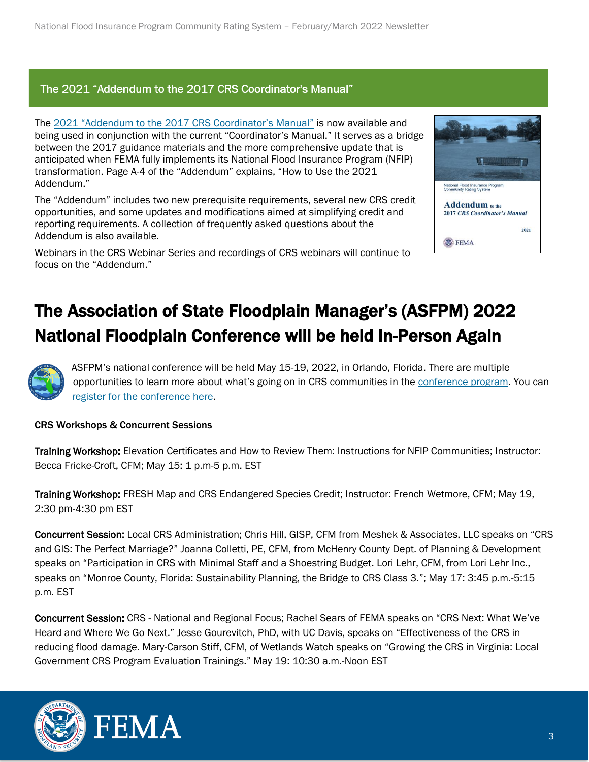## The 2021 “Addendum to the 2017 CRS Coordinator's Manual”

The 2021 “Addendum to the 2017 CRS Coordinator’s Manual” is now available and being used in conjunction with the current “Coordinator’s Manual.” It serves as a bridge between the 2017 guidance materials and the more comprehensive update that is anticipated when FEMA fully implements its National Flood Insurance Program (NFIP) transformation. Page A-4 of the “Addendum” explains, “How to Use the 2021 Addendum.”

The “Addendum” includes two new prerequisite requirements, several new CRS credit opportunities, and some updates and modifications aimed at simplifying credit and reporting requirements. A collection of frequently asked questions about the Addendum is also available.

Webinars in the CRS Webinar Series and recordings of CRS webinars will continue to focus on the “Addendum.”

# The Association of State Floodplain Manager’s (ASFPM) 2022 National Floodplain Conference will be held In-Person Again

ASFPM’s national conference will be held May 15-19, 2022, in Orlando, Florida. There are multiple opportunities to learn more about what’s going on in CRS communities in the conference program. You can register for the conference here.

**CRS Workshops & Concurrent Sessions**

**Training Workshop:** Elevation Certificates and How to Review Them: Instructions for NFIP Communities; Instructor: Becca Fricke-Croft, CFM; May 15: 1 p.m-5 p.m. EST

**Training Workshop:** FRESH Map and CRS Endangered Species Credit; Instructor: French Wetmore, CFM; May 19, 2:30 pm-4:30 pm EST

**Concurrent Session:** Local CRS Administration; Chris Hill, GISP, CFM from Meshek & Associates, LLC speaks on “CRS and GIS: The Perfect Marriage?” Joanna Colletti, PE, CFM, from McHenry County Dept. of Planning & Development speaks on “Participation in CRS with Minimal Staff and a Shoestring Budget. Lori Lehr, CFM, from Lori Lehr Inc., speaks on “Monroe County, Florida: Sustainability Planning, the Bridge to CRS Class 3.”; May 17: 3:45 p.m.-5:15 p.m. EST

**Concurrent Session:** CRS - National and Regional Focus; Rachel Sears of FEMA speaks on “CRS Next: What We’ve Heard and Where We Go Next.” Jesse Gourevitch, PhD, with UC Davis, speaks on “Effectiveness of the CRS in reducing flood damage. Mary-Carson Stiff, CFM, of Wetlands Watch speaks on “Growing the CRS in Virginia: Local Government CRS Program Evaluation Trainings.” May 19: 10:30 a.m.-Noon EST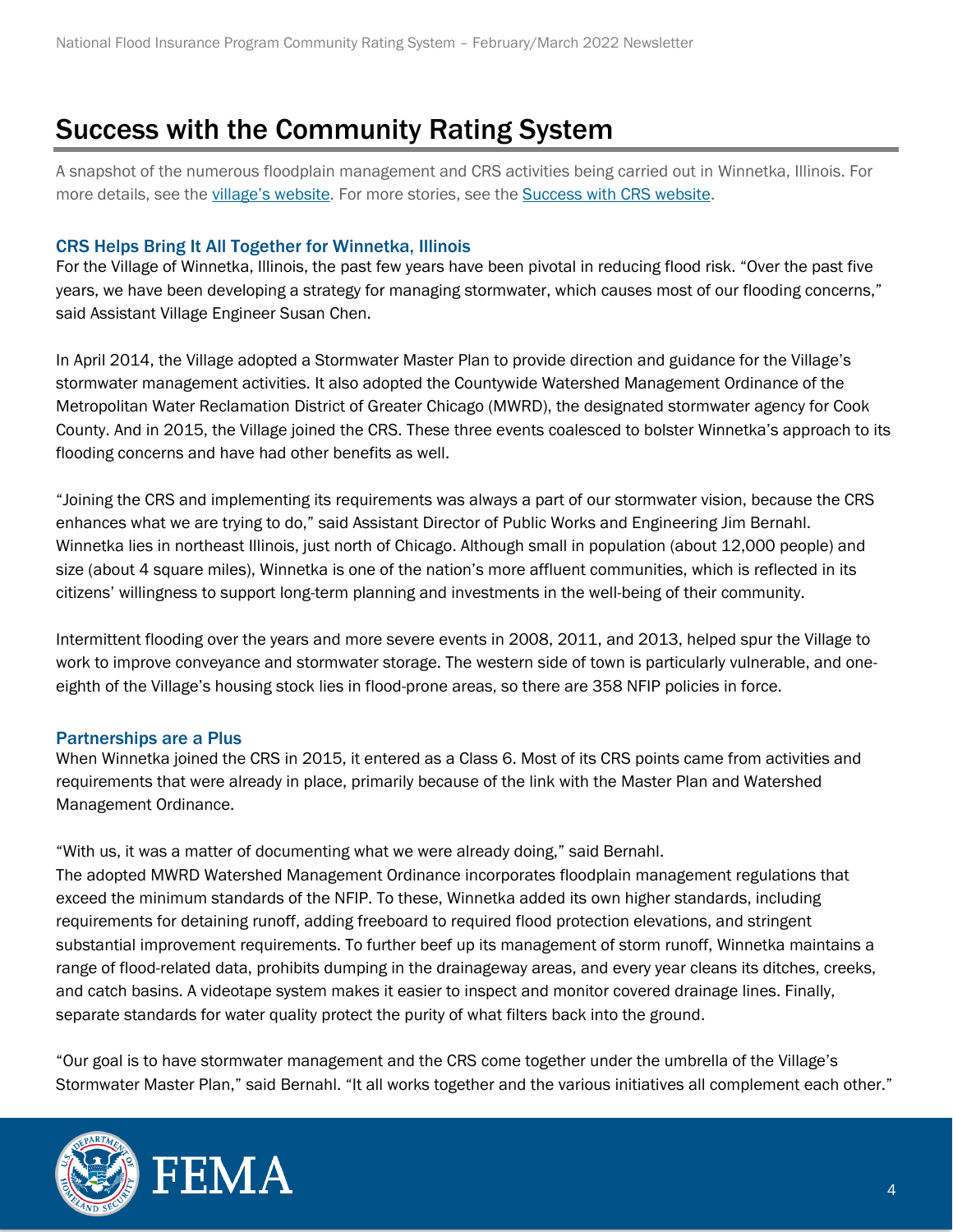# Success with the Community Rating System

A snapshot of the numerous floodplain management and CRS activities being carried out in Winnetka, Illinois. For more details, see the village's website. For more stories, see the Success with CRS website.

### CRS Helps Bring It All Together for Winnetka, Illinois

For the Village of Winnetka, Illinois, the past few years have been pivotal in reducing flood risk. "Over the past five years, we have been developing a strategy for managing stormwater, which causes most of our flooding concerns," said Assistant Village Engineer Susan Chen.

In April 2014, the Village adopted a Stormwater Master Plan to provide direction and guidance for the Village's stormwater management activities. It also adopted the Countywide Watershed Management Ordinance of the Metropolitan Water Reclamation District of Greater Chicago (MWRD), the designated stormwater agency for Cook County. And in 2015, the Village joined the CRS. These three events coalesced to bolster Winnetka's approach to its flooding concerns and have had other benefits as well.

"Joining the CRS and implementing its requirements was always a part of our stormwater vision, because the CRS enhances what we are trying to do," said Assistant Director of Public Works and Engineering Jim Bernahl. Winnetka lies in northeast Illinois, just north of Chicago. Although small in population (about 12,000 people) and size (about 4 square miles), Winnetka is one of the nation's more affluent communities, which is reflected in its citizens' willingness to support long-term planning and investments in the well-being of their community.

Intermittent flooding over the years and more severe events in 2008, 2011, and 2013, helped spur the Village to work to improve conveyance and stormwater storage. The western side of town is particularly vulnerable, and one-eighth of the Village's housing stock lies in flood-prone areas, so there are 358 NFIP policies in force.

### Partnerships are a Plus

When Winnetka joined the CRS in 2015, it entered as a Class 6. Most of its CRS points came from activities and requirements that were already in place, primarily because of the link with the Master Plan and Watershed Management Ordinance.

"With us, it was a matter of documenting what we were already doing," said Bernahl.

The adopted MWRD Watershed Management Ordinance incorporates floodplain management regulations that exceed the minimum standards of the NFIP. To these, Winnetka added its own higher standards, including requirements for detaining runoff, adding freeboard to required flood protection elevations, and stringent substantial improvement requirements. To further beef up its management of storm runoff, Winnetka maintains a range of flood-related data, prohibits dumping in the drainageway areas, and every year cleans its ditches, creeks, and catch basins. A videotape system makes it easier to inspect and monitor covered drainage lines. Finally, separate standards for water quality protect the purity of what filters back into the ground.

"Our goal is to have stormwater management and the CRS come together under the umbrella of the Village's Stormwater Master Plan," said Bernahl. "It all works together and the various initiatives all complement each other."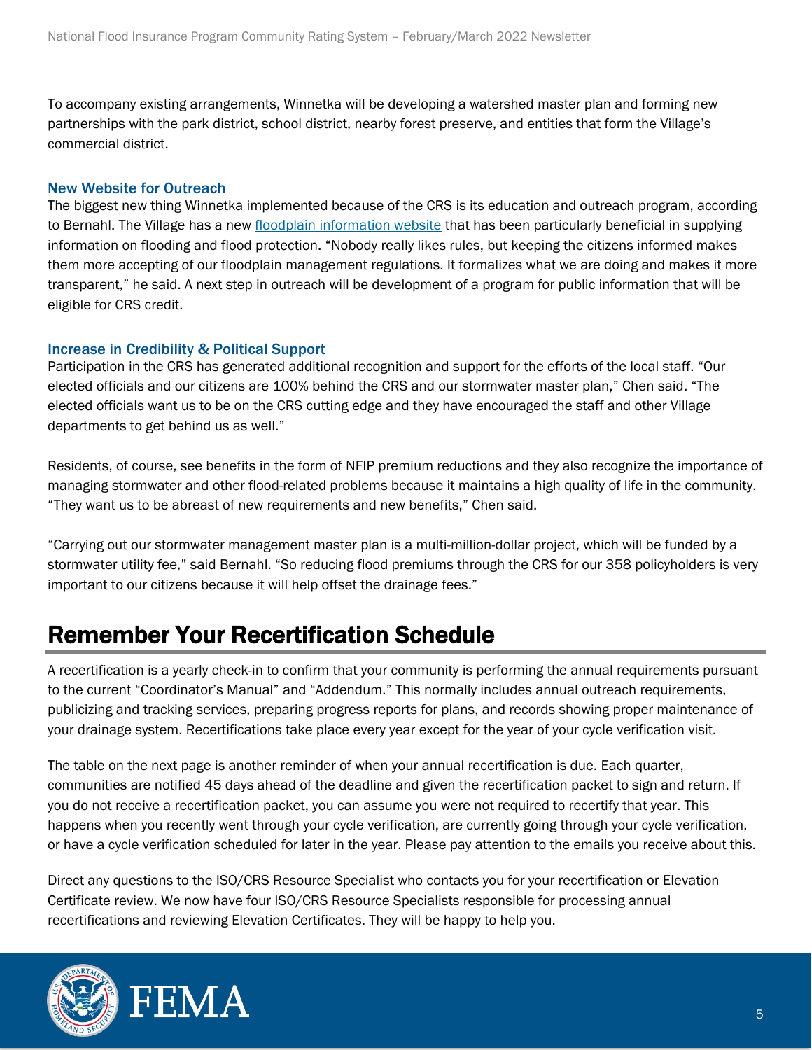To accompany existing arrangements, Winnetka will be developing a watershed master plan and forming new partnerships with the park district, school district, nearby forest preserve, and entities that form the Village's commercial district.

### New Website for Outreach

The biggest new thing Winnetka implemented because of the CRS is its education and outreach program, according to Bernahl. The Village has a new [floodplain information website]() that has been particularly beneficial in supplying information on flooding and flood protection. "Nobody really likes rules, but keeping the citizens informed makes them more accepting of our floodplain management regulations. It formalizes what we are doing and makes it more transparent," he said. A next step in outreach will be development of a program for public information that will be eligible for CRS credit.

### Increase in Credibility & Political Support

Participation in the CRS has generated additional recognition and support for the efforts of the local staff. "Our elected officials and our citizens are 100% behind the CRS and our stormwater master plan," Chen said. "The elected officials want us to be on the CRS cutting edge and they have encouraged the staff and other Village departments to get behind us as well."

Residents, of course, see benefits in the form of NFIP premium reductions and they also recognize the importance of managing stormwater and other flood-related problems because it maintains a high quality of life in the community. "They want us to be abreast of new requirements and new benefits," Chen said.

"Carrying out our stormwater management master plan is a multi-million-dollar project, which will be funded by a stormwater utility fee," said Bernahl. "So reducing flood premiums through the CRS for our 358 policyholders is very important to our citizens because it will help offset the drainage fees."

## Remember Your Recertification Schedule

A recertification is a yearly check-in to confirm that your community is performing the annual requirements pursuant to the current "Coordinator's Manual" and "Addendum." This normally includes annual outreach requirements, publicizing and tracking services, preparing progress reports for plans, and records showing proper maintenance of your drainage system. Recertifications take place every year except for the year of your cycle verification visit.

The table on the next page is another reminder of when your annual recertification is due. Each quarter, communities are notified 45 days ahead of the deadline and given the recertification packet to sign and return. If you do not receive a recertification packet, you can assume you were not required to recertify that year. This happens when you recently went through your cycle verification, are currently going through your cycle verification, or have a cycle verification scheduled for later in the year. Please pay attention to the emails you receive about this.

Direct any questions to the ISO/CRS Resource Specialist who contacts you for your recertification or Elevation Certificate review. We now have four ISO/CRS Resource Specialists responsible for processing annual recertifications and reviewing Elevation Certificates. They will be happy to help you.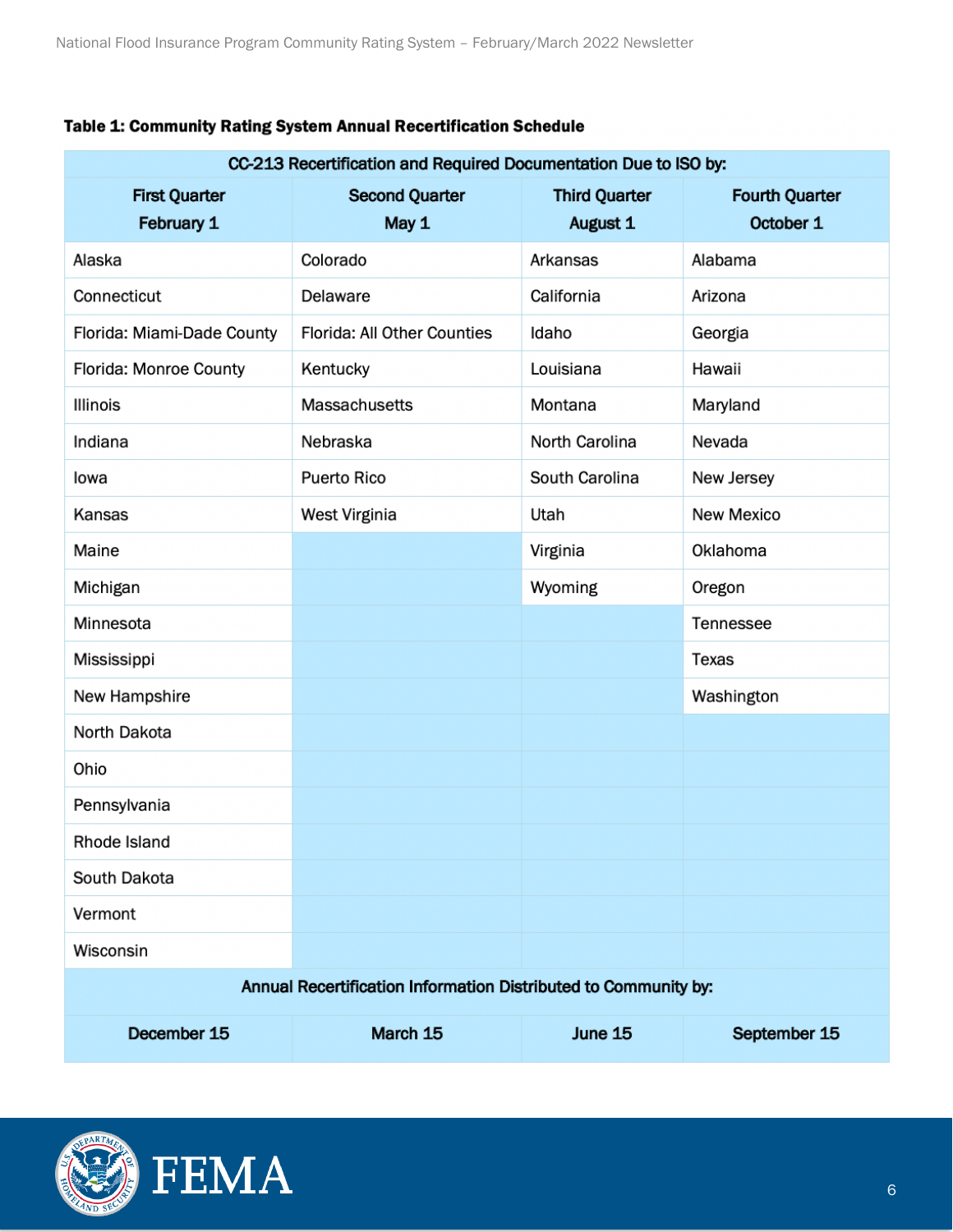**Table 1: Community Rating System Annual Recertification Schedule**

| CC-213 Recertification and Required Documentation Due to ISO by: | | | |
|---|---|---|---|
| **First Quarter February 1** | **Second Quarter May 1** | **Third Quarter August 1** | **Fourth Quarter October 1** |
| Alaska | Colorado | Arkansas | Alabama |
| Connecticut | Delaware | California | Arizona |
| Florida: Miami-Dade County | Florida: All Other Counties | Idaho | Georgia |
| Florida: Monroe County | Kentucky | Louisiana | Hawaii |
| Illinois | Massachusetts | Montana | Maryland |
| Indiana | Nebraska | North Carolina | Nevada |
| Iowa | Puerto Rico | South Carolina | New Jersey |
| Kansas | West Virginia | Utah | New Mexico |
| Maine | | Virginia | Oklahoma |
| Michigan | | Wyoming | Oregon |
| Minnesota | | | Tennessee |
| Mississippi | | | Texas |
| New Hampshire | | | Washington |
| North Dakota | | | |
| Ohio | | | |
| Pennsylvania | | | |
| Rhode Island | | | |
| South Dakota | | | |
| Vermont | | | |
| Wisconsin | | | |
| **Annual Recertification Information Distributed to Community by:** | | | |
| **December 15** | **March 15** | **June 15** | **September 15** |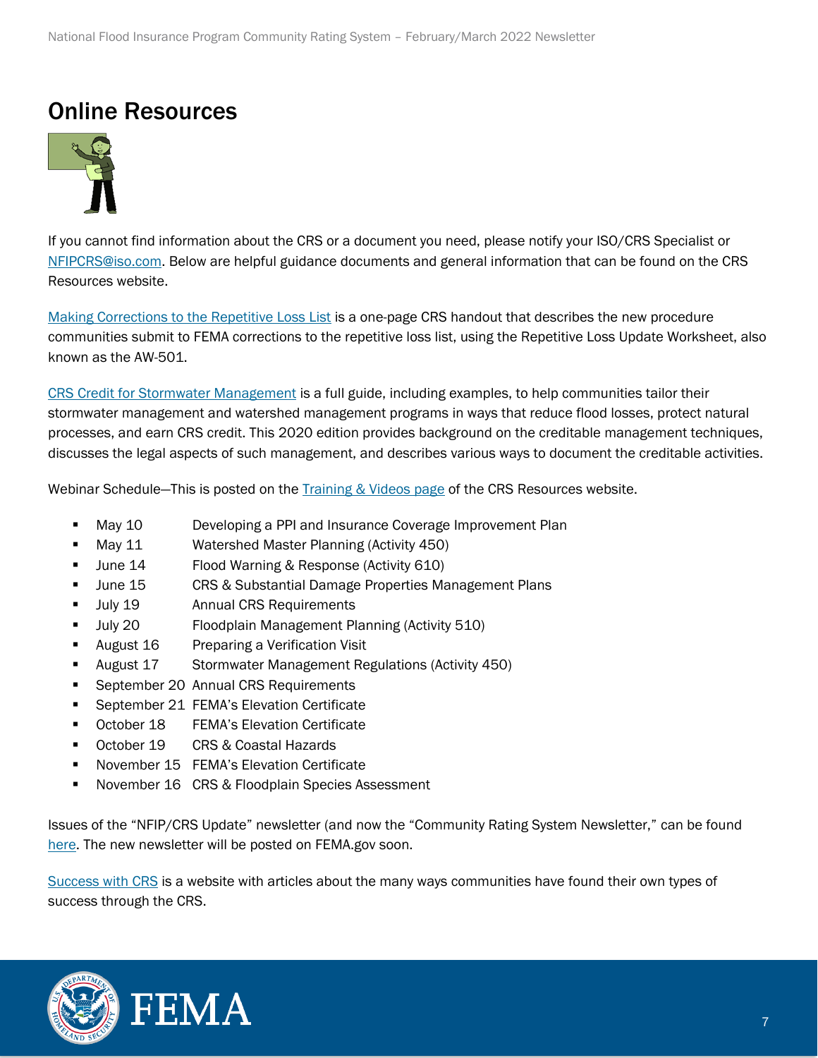# Online Resources

If you cannot find information about the CRS or a document you need, please notify your ISO/CRS Specialist or NFIPCRS@iso.com. Below are helpful guidance documents and general information that can be found on the CRS Resources website.

Making Corrections to the Repetitive Loss List is a one-page CRS handout that describes the new procedure communities submit to FEMA corrections to the repetitive loss list, using the Repetitive Loss Update Worksheet, also known as the AW-501.

CRS Credit for Stormwater Management is a full guide, including examples, to help communities tailor their stormwater management and watershed management programs in ways that reduce flood losses, protect natural processes, and earn CRS credit. This 2020 edition provides background on the creditable management techniques, discusses the legal aspects of such management, and describes various ways to document the creditable activities.

Webinar Schedule—This is posted on the Training & Videos page of the CRS Resources website.

- May 10 Developing a PPI and Insurance Coverage Improvement Plan
- May 11 Watershed Master Planning (Activity 450)
- June 14 Flood Warning & Response (Activity 610)
- June 15 CRS & Substantial Damage Properties Management Plans
- July 19 Annual CRS Requirements
- July 20 Floodplain Management Planning (Activity 510)
- August 16 Preparing a Verification Visit
- August 17 Stormwater Management Regulations (Activity 450)
- September 20 Annual CRS Requirements
- September 21 FEMA's Elevation Certificate
- October 18 FEMA's Elevation Certificate
- October 19 CRS & Coastal Hazards
- November 15 FEMA's Elevation Certificate
- November 16 CRS & Floodplain Species Assessment

Issues of the "NFIP/CRS Update" newsletter (and now the "Community Rating System Newsletter," can be found here. The new newsletter will be posted on FEMA.gov soon.

Success with CRS is a website with articles about the many ways communities have found their own types of success through the CRS.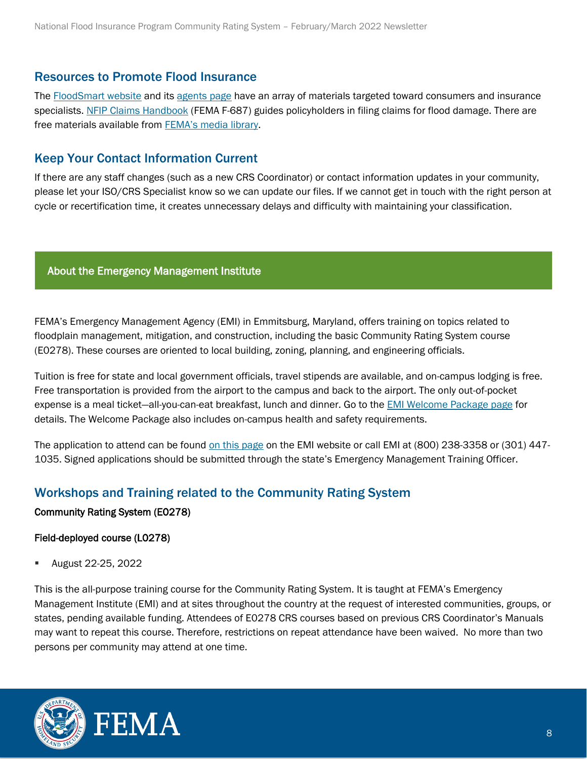## Resources to Promote Flood Insurance

The FloodSmart website and its agents page have an array of materials targeted toward consumers and insurance specialists. NFIP Claims Handbook (FEMA F-687) guides policyholders in filing claims for flood damage. There are free materials available from FEMA's media library.

## Keep Your Contact Information Current

If there are any staff changes (such as a new CRS Coordinator) or contact information updates in your community, please let your ISO/CRS Specialist know so we can update our files. If we cannot get in touch with the right person at cycle or recertification time, it creates unnecessary delays and difficulty with maintaining your classification.

### About the Emergency Management Institute

FEMA's Emergency Management Agency (EMI) in Emmitsburg, Maryland, offers training on topics related to floodplain management, mitigation, and construction, including the basic Community Rating System course (E0278). These courses are oriented to local building, zoning, planning, and engineering officials.

Tuition is free for state and local government officials, travel stipends are available, and on-campus lodging is free. Free transportation is provided from the airport to the campus and back to the airport. The only out-of-pocket expense is a meal ticket—all-you-can-eat breakfast, lunch and dinner. Go to the EMI Welcome Package page for details. The Welcome Package also includes on-campus health and safety requirements.

The application to attend can be found on this page on the EMI website or call EMI at (800) 238-3358 or (301) 447-1035. Signed applications should be submitted through the state's Emergency Management Training Officer.

## Workshops and Training related to the Community Rating System

**Community Rating System (E0278)**

**Field-deployed course (L0278)**

- August 22-25, 2022

This is the all-purpose training course for the Community Rating System. It is taught at FEMA's Emergency Management Institute (EMI) and at sites throughout the country at the request of interested communities, groups, or states, pending available funding. Attendees of E0278 CRS courses based on previous CRS Coordinator's Manuals may want to repeat this course. Therefore, restrictions on repeat attendance have been waived. No more than two persons per community may attend at one time.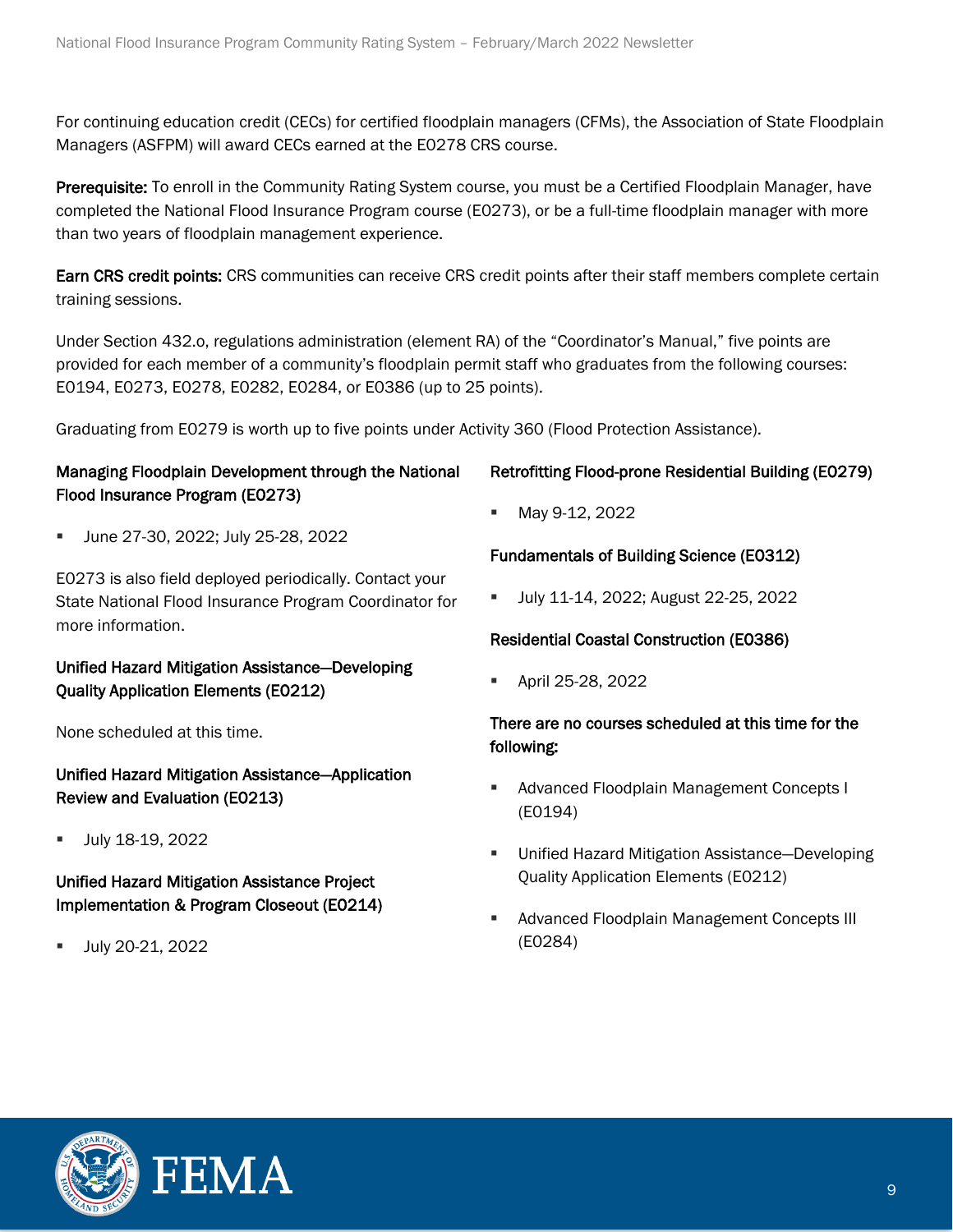For continuing education credit (CECs) for certified floodplain managers (CFMs), the Association of State Floodplain Managers (ASFPM) will award CECs earned at the E0278 CRS course.

**Prerequisite:** To enroll in the Community Rating System course, you must be a Certified Floodplain Manager, have completed the National Flood Insurance Program course (E0273), or be a full-time floodplain manager with more than two years of floodplain management experience.

**Earn CRS credit points:** CRS communities can receive CRS credit points after their staff members complete certain training sessions.

Under Section 432.o, regulations administration (element RA) of the "Coordinator's Manual," five points are provided for each member of a community's floodplain permit staff who graduates from the following courses: E0194, E0273, E0278, E0282, E0284, or E0386 (up to 25 points).

Graduating from E0279 is worth up to five points under Activity 360 (Flood Protection Assistance).

### Managing Floodplain Development through the National Flood Insurance Program (E0273)

- June 27-30, 2022; July 25-28, 2022

E0273 is also field deployed periodically. Contact your State National Flood Insurance Program Coordinator for more information.

### Unified Hazard Mitigation Assistance—Developing Quality Application Elements (E0212)

None scheduled at this time.

### Unified Hazard Mitigation Assistance—Application Review and Evaluation (E0213)

- July 18-19, 2022

### Unified Hazard Mitigation Assistance Project Implementation & Program Closeout (E0214)

- July 20-21, 2022

### Retrofitting Flood-prone Residential Building (E0279)

- May 9-12, 2022

### Fundamentals of Building Science (E0312)

- July 11-14, 2022; August 22-25, 2022

### Residential Coastal Construction (E0386)

- April 25-28, 2022

### There are no courses scheduled at this time for the following:

- Advanced Floodplain Management Concepts I (E0194)
- Unified Hazard Mitigation Assistance—Developing Quality Application Elements (E0212)
- Advanced Floodplain Management Concepts III (E0284)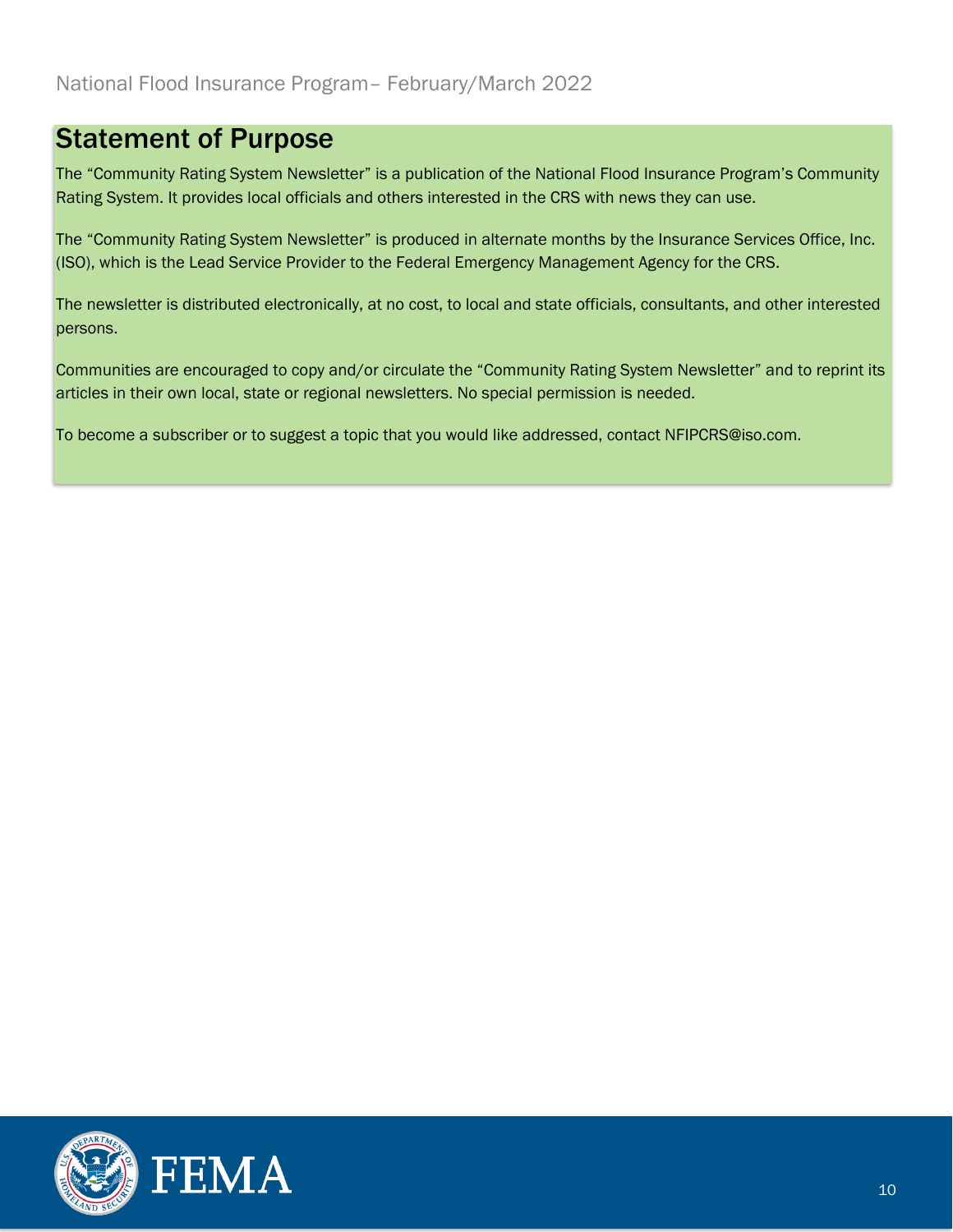## Statement of Purpose

The “Community Rating System Newsletter” is a publication of the National Flood Insurance Program’s Community Rating System. It provides local officials and others interested in the CRS with news they can use.

The “Community Rating System Newsletter” is produced in alternate months by the Insurance Services Office, Inc. (ISO), which is the Lead Service Provider to the Federal Emergency Management Agency for the CRS.

The newsletter is distributed electronically, at no cost, to local and state officials, consultants, and other interested persons.

Communities are encouraged to copy and/or circulate the “Community Rating System Newsletter” and to reprint its articles in their own local, state or regional newsletters. No special permission is needed.

To become a subscriber or to suggest a topic that you would like addressed, contact NFIPCRS@iso.com.